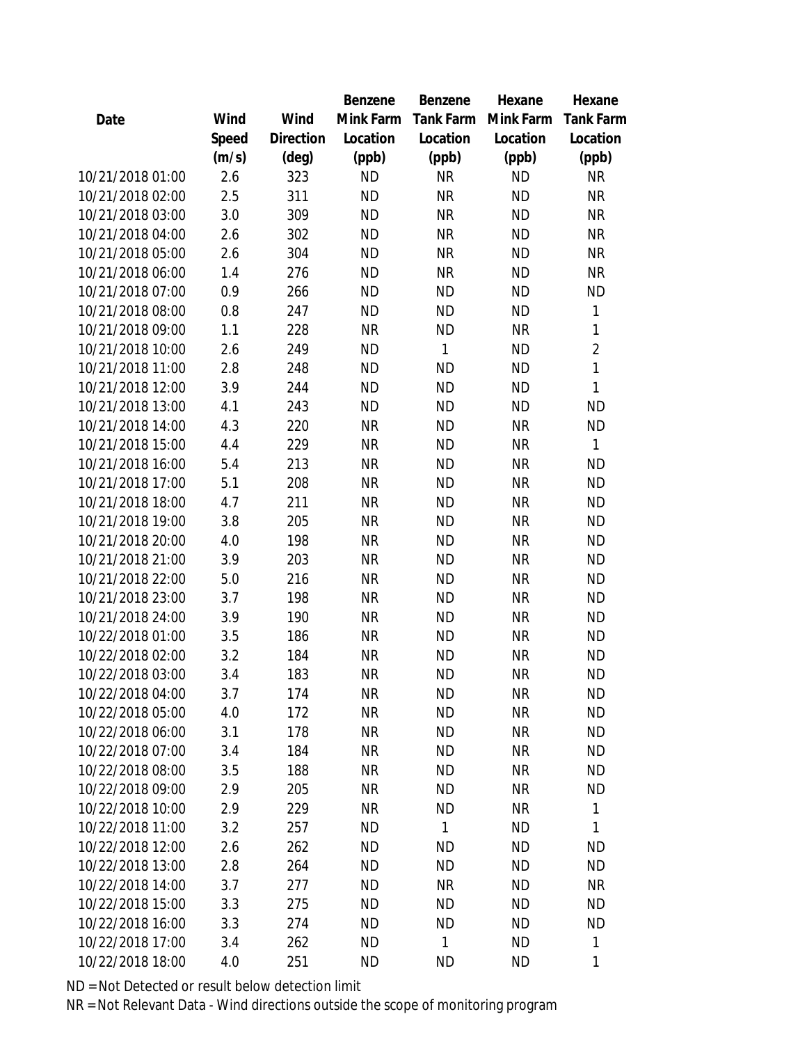| Date | Wind Speed (m/s) | Wind Direction (deg) | Benzene Mink Farm Location (ppb) | Benzene Tank Farm Location (ppb) | Hexane Mink Farm Location (ppb) | Hexane Tank Farm Location (ppb) |
|---|---|---|---|---|---|---|
| 10/21/2018 01:00 | 2.6 | 323 | ND | NR | ND | NR |
| 10/21/2018 02:00 | 2.5 | 311 | ND | NR | ND | NR |
| 10/21/2018 03:00 | 3.0 | 309 | ND | NR | ND | NR |
| 10/21/2018 04:00 | 2.6 | 302 | ND | NR | ND | NR |
| 10/21/2018 05:00 | 2.6 | 304 | ND | NR | ND | NR |
| 10/21/2018 06:00 | 1.4 | 276 | ND | NR | ND | NR |
| 10/21/2018 07:00 | 0.9 | 266 | ND | ND | ND | ND |
| 10/21/2018 08:00 | 0.8 | 247 | ND | ND | ND | 1 |
| 10/21/2018 09:00 | 1.1 | 228 | NR | ND | NR | 1 |
| 10/21/2018 10:00 | 2.6 | 249 | ND | 1 | ND | 2 |
| 10/21/2018 11:00 | 2.8 | 248 | ND | ND | ND | 1 |
| 10/21/2018 12:00 | 3.9 | 244 | ND | ND | ND | 1 |
| 10/21/2018 13:00 | 4.1 | 243 | ND | ND | ND | ND |
| 10/21/2018 14:00 | 4.3 | 220 | NR | ND | NR | ND |
| 10/21/2018 15:00 | 4.4 | 229 | NR | ND | NR | 1 |
| 10/21/2018 16:00 | 5.4 | 213 | NR | ND | NR | ND |
| 10/21/2018 17:00 | 5.1 | 208 | NR | ND | NR | ND |
| 10/21/2018 18:00 | 4.7 | 211 | NR | ND | NR | ND |
| 10/21/2018 19:00 | 3.8 | 205 | NR | ND | NR | ND |
| 10/21/2018 20:00 | 4.0 | 198 | NR | ND | NR | ND |
| 10/21/2018 21:00 | 3.9 | 203 | NR | ND | NR | ND |
| 10/21/2018 22:00 | 5.0 | 216 | NR | ND | NR | ND |
| 10/21/2018 23:00 | 3.7 | 198 | NR | ND | NR | ND |
| 10/21/2018 24:00 | 3.9 | 190 | NR | ND | NR | ND |
| 10/22/2018 01:00 | 3.5 | 186 | NR | ND | NR | ND |
| 10/22/2018 02:00 | 3.2 | 184 | NR | ND | NR | ND |
| 10/22/2018 03:00 | 3.4 | 183 | NR | ND | NR | ND |
| 10/22/2018 04:00 | 3.7 | 174 | NR | ND | NR | ND |
| 10/22/2018 05:00 | 4.0 | 172 | NR | ND | NR | ND |
| 10/22/2018 06:00 | 3.1 | 178 | NR | ND | NR | ND |
| 10/22/2018 07:00 | 3.4 | 184 | NR | ND | NR | ND |
| 10/22/2018 08:00 | 3.5 | 188 | NR | ND | NR | ND |
| 10/22/2018 09:00 | 2.9 | 205 | NR | ND | NR | ND |
| 10/22/2018 10:00 | 2.9 | 229 | NR | ND | NR | 1 |
| 10/22/2018 11:00 | 3.2 | 257 | ND | 1 | ND | 1 |
| 10/22/2018 12:00 | 2.6 | 262 | ND | ND | ND | ND |
| 10/22/2018 13:00 | 2.8 | 264 | ND | ND | ND | ND |
| 10/22/2018 14:00 | 3.7 | 277 | ND | NR | ND | NR |
| 10/22/2018 15:00 | 3.3 | 275 | ND | ND | ND | ND |
| 10/22/2018 16:00 | 3.3 | 274 | ND | ND | ND | ND |
| 10/22/2018 17:00 | 3.4 | 262 | ND | 1 | ND | 1 |
| 10/22/2018 18:00 | 4.0 | 251 | ND | ND | ND | 1 |

ND = Not Detected or result below detection limit

NR = Not Relevant Data - Wind directions outside the scope of monitoring program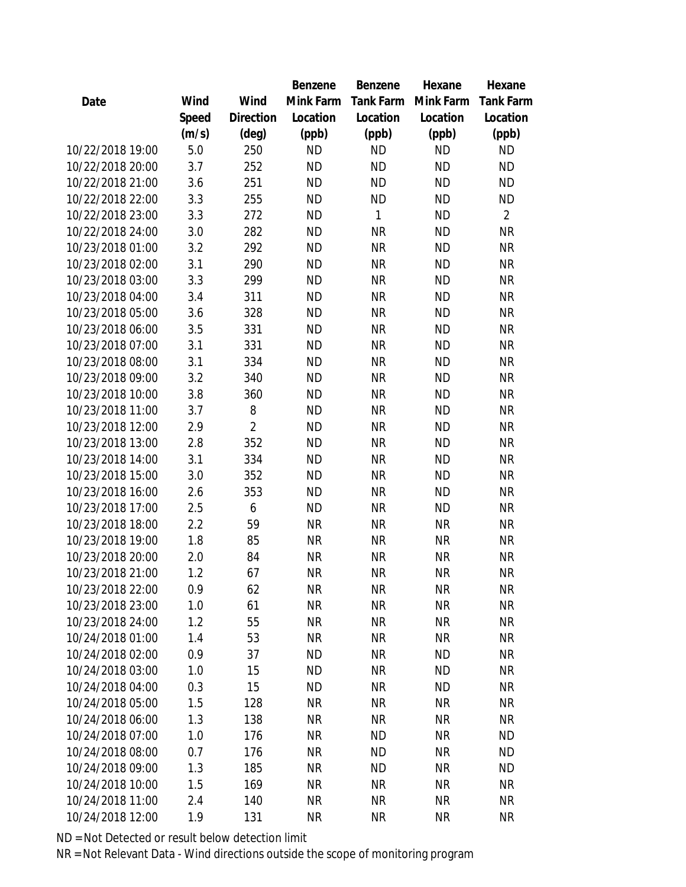| Date | Wind Speed (m/s) | Wind Direction (deg) | Benzene Mink Farm Location (ppb) | Benzene Tank Farm Location (ppb) | Hexane Mink Farm Location (ppb) | Hexane Tank Farm Location (ppb) |
|---|---|---|---|---|---|---|
| 10/22/2018 19:00 | 5.0 | 250 | ND | ND | ND | ND |
| 10/22/2018 20:00 | 3.7 | 252 | ND | ND | ND | ND |
| 10/22/2018 21:00 | 3.6 | 251 | ND | ND | ND | ND |
| 10/22/2018 22:00 | 3.3 | 255 | ND | ND | ND | ND |
| 10/22/2018 23:00 | 3.3 | 272 | ND | 1 | ND | 2 |
| 10/22/2018 24:00 | 3.0 | 282 | ND | NR | ND | NR |
| 10/23/2018 01:00 | 3.2 | 292 | ND | NR | ND | NR |
| 10/23/2018 02:00 | 3.1 | 290 | ND | NR | ND | NR |
| 10/23/2018 03:00 | 3.3 | 299 | ND | NR | ND | NR |
| 10/23/2018 04:00 | 3.4 | 311 | ND | NR | ND | NR |
| 10/23/2018 05:00 | 3.6 | 328 | ND | NR | ND | NR |
| 10/23/2018 06:00 | 3.5 | 331 | ND | NR | ND | NR |
| 10/23/2018 07:00 | 3.1 | 331 | ND | NR | ND | NR |
| 10/23/2018 08:00 | 3.1 | 334 | ND | NR | ND | NR |
| 10/23/2018 09:00 | 3.2 | 340 | ND | NR | ND | NR |
| 10/23/2018 10:00 | 3.8 | 360 | ND | NR | ND | NR |
| 10/23/2018 11:00 | 3.7 | 8 | ND | NR | ND | NR |
| 10/23/2018 12:00 | 2.9 | 2 | ND | NR | ND | NR |
| 10/23/2018 13:00 | 2.8 | 352 | ND | NR | ND | NR |
| 10/23/2018 14:00 | 3.1 | 334 | ND | NR | ND | NR |
| 10/23/2018 15:00 | 3.0 | 352 | ND | NR | ND | NR |
| 10/23/2018 16:00 | 2.6 | 353 | ND | NR | ND | NR |
| 10/23/2018 17:00 | 2.5 | 6 | ND | NR | ND | NR |
| 10/23/2018 18:00 | 2.2 | 59 | NR | NR | NR | NR |
| 10/23/2018 19:00 | 1.8 | 85 | NR | NR | NR | NR |
| 10/23/2018 20:00 | 2.0 | 84 | NR | NR | NR | NR |
| 10/23/2018 21:00 | 1.2 | 67 | NR | NR | NR | NR |
| 10/23/2018 22:00 | 0.9 | 62 | NR | NR | NR | NR |
| 10/23/2018 23:00 | 1.0 | 61 | NR | NR | NR | NR |
| 10/23/2018 24:00 | 1.2 | 55 | NR | NR | NR | NR |
| 10/24/2018 01:00 | 1.4 | 53 | NR | NR | NR | NR |
| 10/24/2018 02:00 | 0.9 | 37 | ND | NR | ND | NR |
| 10/24/2018 03:00 | 1.0 | 15 | ND | NR | ND | NR |
| 10/24/2018 04:00 | 0.3 | 15 | ND | NR | ND | NR |
| 10/24/2018 05:00 | 1.5 | 128 | NR | NR | NR | NR |
| 10/24/2018 06:00 | 1.3 | 138 | NR | NR | NR | NR |
| 10/24/2018 07:00 | 1.0 | 176 | NR | ND | NR | ND |
| 10/24/2018 08:00 | 0.7 | 176 | NR | ND | NR | ND |
| 10/24/2018 09:00 | 1.3 | 185 | NR | ND | NR | ND |
| 10/24/2018 10:00 | 1.5 | 169 | NR | NR | NR | NR |
| 10/24/2018 11:00 | 2.4 | 140 | NR | NR | NR | NR |
| 10/24/2018 12:00 | 1.9 | 131 | NR | NR | NR | NR |

ND = Not Detected or result below detection limit

NR = Not Relevant Data - Wind directions outside the scope of monitoring program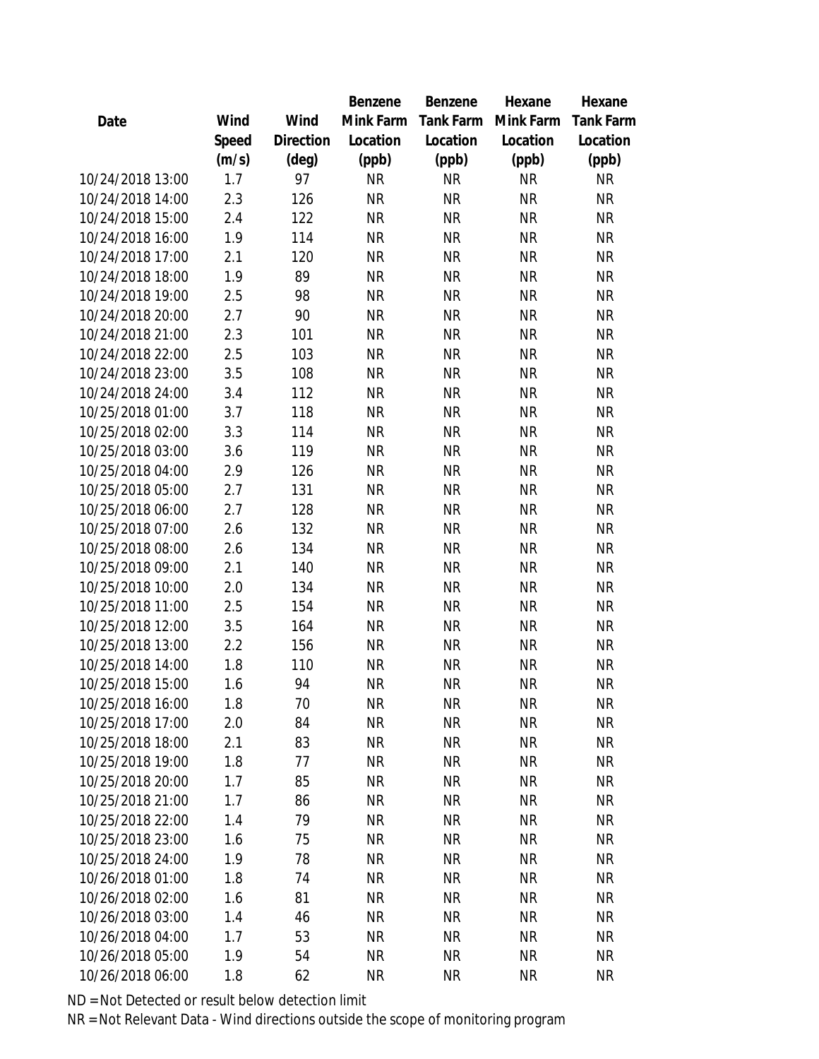| Date | Wind Speed (m/s) | Wind Direction (deg) | Benzene Mink Farm Location (ppb) | Benzene Tank Farm Location (ppb) | Hexane Mink Farm Location (ppb) | Hexane Tank Farm Location (ppb) |
|---|---|---|---|---|---|---|
| 10/24/2018 13:00 | 1.7 | 97 | NR | NR | NR | NR |
| 10/24/2018 14:00 | 2.3 | 126 | NR | NR | NR | NR |
| 10/24/2018 15:00 | 2.4 | 122 | NR | NR | NR | NR |
| 10/24/2018 16:00 | 1.9 | 114 | NR | NR | NR | NR |
| 10/24/2018 17:00 | 2.1 | 120 | NR | NR | NR | NR |
| 10/24/2018 18:00 | 1.9 | 89 | NR | NR | NR | NR |
| 10/24/2018 19:00 | 2.5 | 98 | NR | NR | NR | NR |
| 10/24/2018 20:00 | 2.7 | 90 | NR | NR | NR | NR |
| 10/24/2018 21:00 | 2.3 | 101 | NR | NR | NR | NR |
| 10/24/2018 22:00 | 2.5 | 103 | NR | NR | NR | NR |
| 10/24/2018 23:00 | 3.5 | 108 | NR | NR | NR | NR |
| 10/24/2018 24:00 | 3.4 | 112 | NR | NR | NR | NR |
| 10/25/2018 01:00 | 3.7 | 118 | NR | NR | NR | NR |
| 10/25/2018 02:00 | 3.3 | 114 | NR | NR | NR | NR |
| 10/25/2018 03:00 | 3.6 | 119 | NR | NR | NR | NR |
| 10/25/2018 04:00 | 2.9 | 126 | NR | NR | NR | NR |
| 10/25/2018 05:00 | 2.7 | 131 | NR | NR | NR | NR |
| 10/25/2018 06:00 | 2.7 | 128 | NR | NR | NR | NR |
| 10/25/2018 07:00 | 2.6 | 132 | NR | NR | NR | NR |
| 10/25/2018 08:00 | 2.6 | 134 | NR | NR | NR | NR |
| 10/25/2018 09:00 | 2.1 | 140 | NR | NR | NR | NR |
| 10/25/2018 10:00 | 2.0 | 134 | NR | NR | NR | NR |
| 10/25/2018 11:00 | 2.5 | 154 | NR | NR | NR | NR |
| 10/25/2018 12:00 | 3.5 | 164 | NR | NR | NR | NR |
| 10/25/2018 13:00 | 2.2 | 156 | NR | NR | NR | NR |
| 10/25/2018 14:00 | 1.8 | 110 | NR | NR | NR | NR |
| 10/25/2018 15:00 | 1.6 | 94 | NR | NR | NR | NR |
| 10/25/2018 16:00 | 1.8 | 70 | NR | NR | NR | NR |
| 10/25/2018 17:00 | 2.0 | 84 | NR | NR | NR | NR |
| 10/25/2018 18:00 | 2.1 | 83 | NR | NR | NR | NR |
| 10/25/2018 19:00 | 1.8 | 77 | NR | NR | NR | NR |
| 10/25/2018 20:00 | 1.7 | 85 | NR | NR | NR | NR |
| 10/25/2018 21:00 | 1.7 | 86 | NR | NR | NR | NR |
| 10/25/2018 22:00 | 1.4 | 79 | NR | NR | NR | NR |
| 10/25/2018 23:00 | 1.6 | 75 | NR | NR | NR | NR |
| 10/25/2018 24:00 | 1.9 | 78 | NR | NR | NR | NR |
| 10/26/2018 01:00 | 1.8 | 74 | NR | NR | NR | NR |
| 10/26/2018 02:00 | 1.6 | 81 | NR | NR | NR | NR |
| 10/26/2018 03:00 | 1.4 | 46 | NR | NR | NR | NR |
| 10/26/2018 04:00 | 1.7 | 53 | NR | NR | NR | NR |
| 10/26/2018 05:00 | 1.9 | 54 | NR | NR | NR | NR |
| 10/26/2018 06:00 | 1.8 | 62 | NR | NR | NR | NR |

ND = Not Detected or result below detection limit

NR = Not Relevant Data - Wind directions outside the scope of monitoring program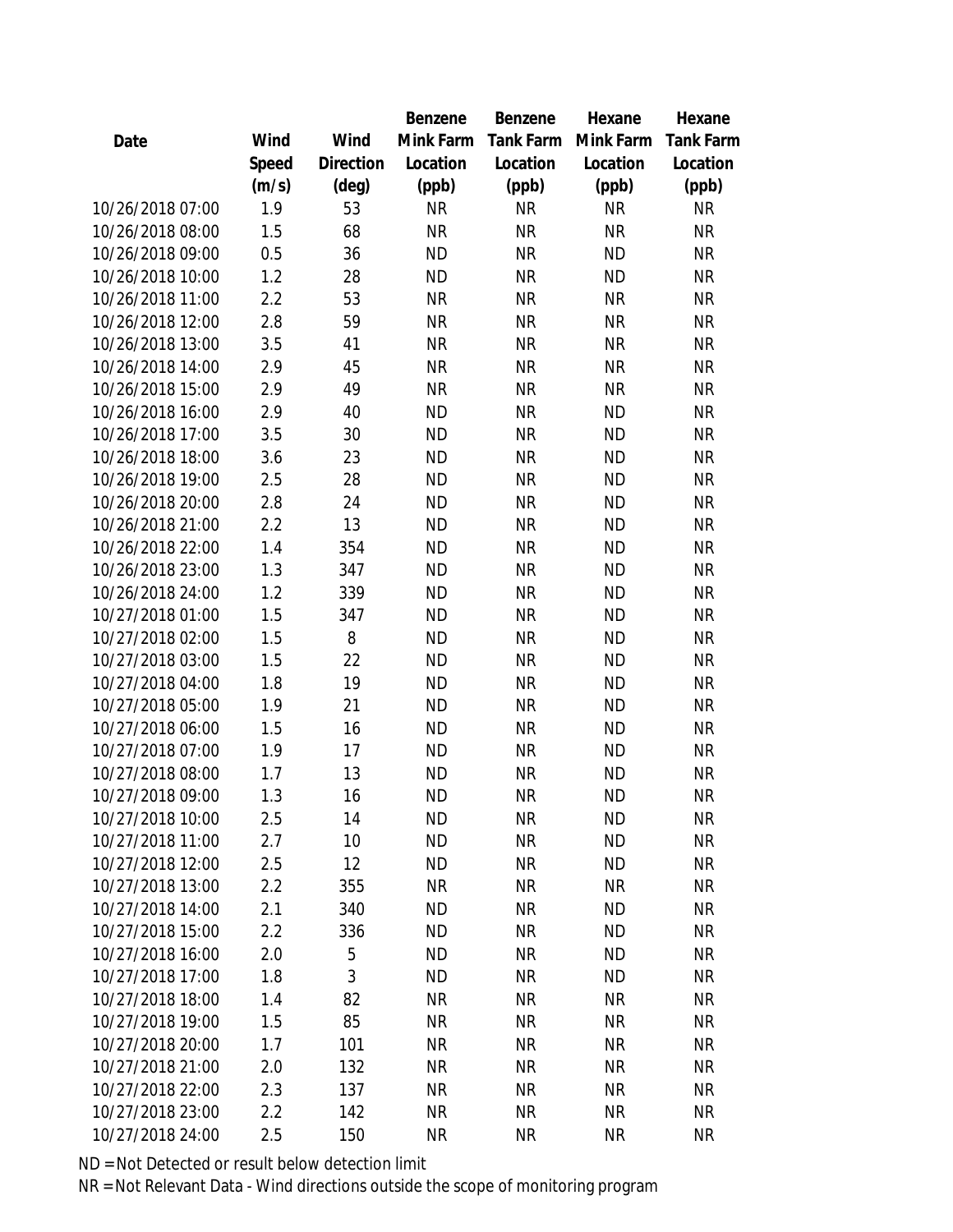| Date | Wind Speed (m/s) | Wind Direction (deg) | Benzene Mink Farm Location (ppb) | Benzene Tank Farm Location (ppb) | Hexane Mink Farm Location (ppb) | Hexane Tank Farm Location (ppb) |
|---|---|---|---|---|---|---|
| 10/26/2018 07:00 | 1.9 | 53 | NR | NR | NR | NR |
| 10/26/2018 08:00 | 1.5 | 68 | NR | NR | NR | NR |
| 10/26/2018 09:00 | 0.5 | 36 | ND | NR | ND | NR |
| 10/26/2018 10:00 | 1.2 | 28 | ND | NR | ND | NR |
| 10/26/2018 11:00 | 2.2 | 53 | NR | NR | NR | NR |
| 10/26/2018 12:00 | 2.8 | 59 | NR | NR | NR | NR |
| 10/26/2018 13:00 | 3.5 | 41 | NR | NR | NR | NR |
| 10/26/2018 14:00 | 2.9 | 45 | NR | NR | NR | NR |
| 10/26/2018 15:00 | 2.9 | 49 | NR | NR | NR | NR |
| 10/26/2018 16:00 | 2.9 | 40 | ND | NR | ND | NR |
| 10/26/2018 17:00 | 3.5 | 30 | ND | NR | ND | NR |
| 10/26/2018 18:00 | 3.6 | 23 | ND | NR | ND | NR |
| 10/26/2018 19:00 | 2.5 | 28 | ND | NR | ND | NR |
| 10/26/2018 20:00 | 2.8 | 24 | ND | NR | ND | NR |
| 10/26/2018 21:00 | 2.2 | 13 | ND | NR | ND | NR |
| 10/26/2018 22:00 | 1.4 | 354 | ND | NR | ND | NR |
| 10/26/2018 23:00 | 1.3 | 347 | ND | NR | ND | NR |
| 10/26/2018 24:00 | 1.2 | 339 | ND | NR | ND | NR |
| 10/27/2018 01:00 | 1.5 | 347 | ND | NR | ND | NR |
| 10/27/2018 02:00 | 1.5 | 8 | ND | NR | ND | NR |
| 10/27/2018 03:00 | 1.5 | 22 | ND | NR | ND | NR |
| 10/27/2018 04:00 | 1.8 | 19 | ND | NR | ND | NR |
| 10/27/2018 05:00 | 1.9 | 21 | ND | NR | ND | NR |
| 10/27/2018 06:00 | 1.5 | 16 | ND | NR | ND | NR |
| 10/27/2018 07:00 | 1.9 | 17 | ND | NR | ND | NR |
| 10/27/2018 08:00 | 1.7 | 13 | ND | NR | ND | NR |
| 10/27/2018 09:00 | 1.3 | 16 | ND | NR | ND | NR |
| 10/27/2018 10:00 | 2.5 | 14 | ND | NR | ND | NR |
| 10/27/2018 11:00 | 2.7 | 10 | ND | NR | ND | NR |
| 10/27/2018 12:00 | 2.5 | 12 | ND | NR | ND | NR |
| 10/27/2018 13:00 | 2.2 | 355 | NR | NR | NR | NR |
| 10/27/2018 14:00 | 2.1 | 340 | ND | NR | ND | NR |
| 10/27/2018 15:00 | 2.2 | 336 | ND | NR | ND | NR |
| 10/27/2018 16:00 | 2.0 | 5 | ND | NR | ND | NR |
| 10/27/2018 17:00 | 1.8 | 3 | ND | NR | ND | NR |
| 10/27/2018 18:00 | 1.4 | 82 | NR | NR | NR | NR |
| 10/27/2018 19:00 | 1.5 | 85 | NR | NR | NR | NR |
| 10/27/2018 20:00 | 1.7 | 101 | NR | NR | NR | NR |
| 10/27/2018 21:00 | 2.0 | 132 | NR | NR | NR | NR |
| 10/27/2018 22:00 | 2.3 | 137 | NR | NR | NR | NR |
| 10/27/2018 23:00 | 2.2 | 142 | NR | NR | NR | NR |
| 10/27/2018 24:00 | 2.5 | 150 | NR | NR | NR | NR |

ND = Not Detected or result below detection limit

NR = Not Relevant Data - Wind directions outside the scope of monitoring program